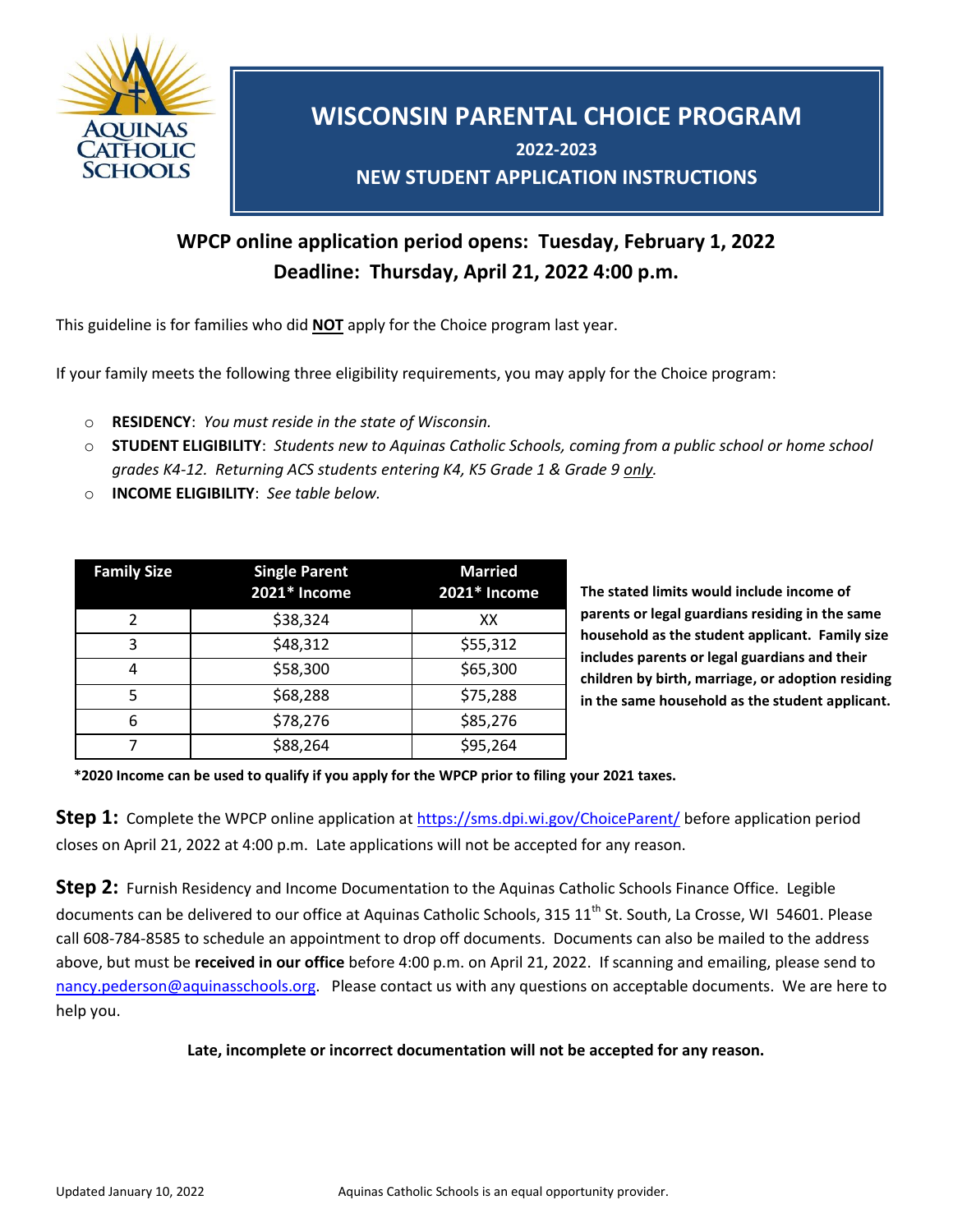# WISCONSIN PARENTAL CHOICE PROGRAM

## 2022-2023

## NEW STUDENT APPLICATION INSTRUCTIONS

**WPCP online application period opens: Tuesday, February 1, 2022**

**Deadline: Thursday, April 21, 2022 4:00 p.m.**

This guideline is for families who did **NOT** apply for the Choice program last year.

If your family meets the following three eligibility requirements, you may apply for the Choice program:

- **RESIDENCY**: *You must reside in the state of Wisconsin.*
- **STUDENT ELIGIBILITY**: *Students new to Aquinas Catholic Schools, coming from a public school or home school grades K4-12. Returning ACS students entering K4, K5 Grade 1 & Grade 9 only.*
- **INCOME ELIGIBILITY**: *See table below.*

| Family Size | Single Parent 2021* Income | Married 2021* Income |
|---|---|---|
| 2 | $38,324 | XX |
| 3 | $48,312 | $55,312 |
| 4 | $58,300 | $65,300 |
| 5 | $68,288 | $75,288 |
| 6 | $78,276 | $85,276 |
| 7 | $88,264 | $95,264 |

**The stated limits would include income of parents or legal guardians residing in the same household as the student applicant. Family size includes parents or legal guardians and their children by birth, marriage, or adoption residing in the same household as the student applicant.**

**\*2020 Income can be used to qualify if you apply for the WPCP prior to filing your 2021 taxes.**

**Step 1:** Complete the WPCP online application at https://sms.dpi.wi.gov/ChoiceParent/ before application period closes on April 21, 2022 at 4:00 p.m. Late applications will not be accepted for any reason.

**Step 2:** Furnish Residency and Income Documentation to the Aquinas Catholic Schools Finance Office. Legible documents can be delivered to our office at Aquinas Catholic Schools, 315 11th St. South, La Crosse, WI 54601. Please call 608-784-8585 to schedule an appointment to drop off documents. Documents can also be mailed to the address above, but must be **received in our office** before 4:00 p.m. on April 21, 2022. If scanning and emailing, please send to nancy.pederson@aquinasschools.org. Please contact us with any questions on acceptable documents. We are here to help you.

**Late, incomplete or incorrect documentation will not be accepted for any reason.**

Updated January 10, 2022

Aquinas Catholic Schools is an equal opportunity provider.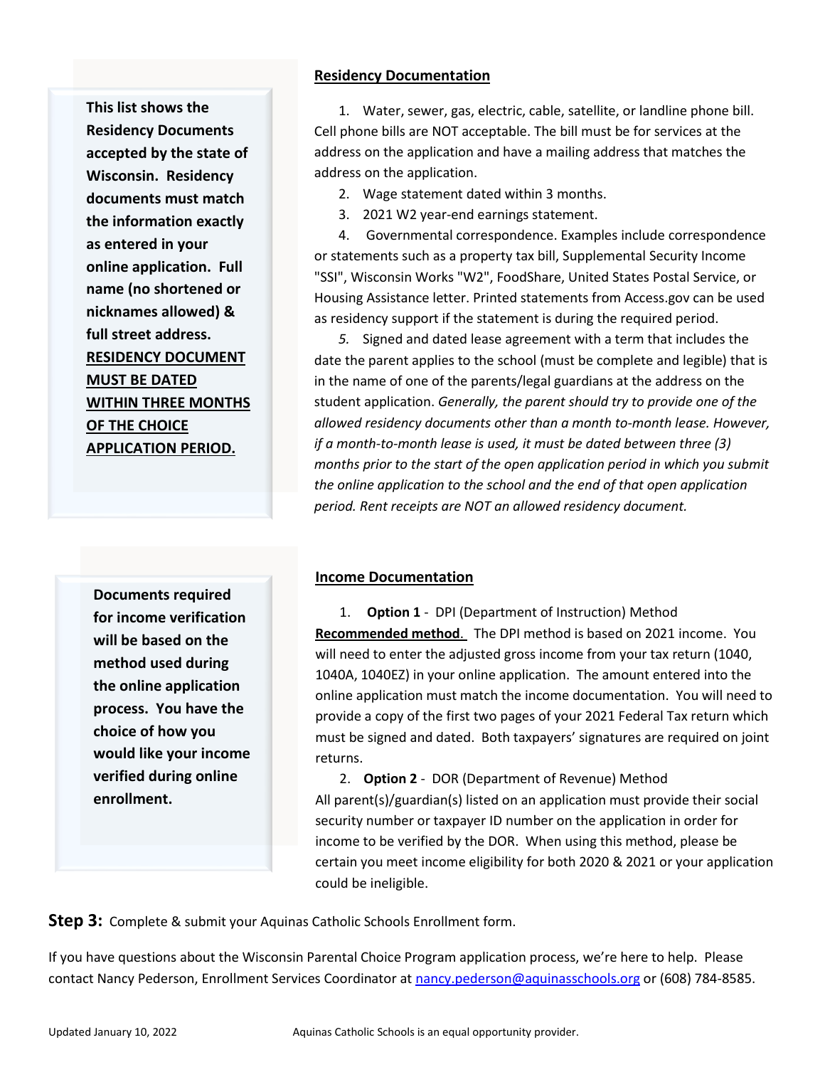This list shows the Residency Documents accepted by the state of Wisconsin. Residency documents must match the information exactly as entered in your online application. Full name (no shortened or nicknames allowed) & full street address. **RESIDENCY DOCUMENT MUST BE DATED WITHIN THREE MONTHS OF THE CHOICE APPLICATION PERIOD.**

## Residency Documentation

1. Water, sewer, gas, electric, cable, satellite, or landline phone bill. Cell phone bills are NOT acceptable. The bill must be for services at the address on the application and have a mailing address that matches the address on the application.
2. Wage statement dated within 3 months.
3. 2021 W2 year-end earnings statement.
4. Governmental correspondence. Examples include correspondence or statements such as a property tax bill, Supplemental Security Income "SSI", Wisconsin Works "W2", FoodShare, United States Postal Service, or Housing Assistance letter. Printed statements from Access.gov can be used as residency support if the statement is during the required period.
5. Signed and dated lease agreement with a term that includes the date the parent applies to the school (must be complete and legible) that is in the name of one of the parents/legal guardians at the address on the student application. *Generally, the parent should try to provide one of the allowed residency documents other than a month to-month lease. However, if a month-to-month lease is used, it must be dated between three (3) months prior to the start of the open application period in which you submit the online application to the school and the end of that open application period. Rent receipts are NOT an allowed residency document.*

**Documents required for income verification will be based on the method used during the online application process. You have the choice of how you would like your income verified during online enrollment.**

## Income Documentation

1. **Option 1** - DPI (Department of Instruction) Method
**Recommended method.** The DPI method is based on 2021 income. You will need to enter the adjusted gross income from your tax return (1040, 1040A, 1040EZ) in your online application. The amount entered into the online application must match the income documentation. You will need to provide a copy of the first two pages of your 2021 Federal Tax return which must be signed and dated. Both taxpayers' signatures are required on joint returns.
2. **Option 2** - DOR (Department of Revenue) Method
All parent(s)/guardian(s) listed on an application must provide their social security number or taxpayer ID number on the application in order for income to be verified by the DOR. When using this method, please be certain you meet income eligibility for both 2020 & 2021 or your application could be ineligible.

**Step 3:** Complete & submit your Aquinas Catholic Schools Enrollment form.

If you have questions about the Wisconsin Parental Choice Program application process, we're here to help. Please contact Nancy Pederson, Enrollment Services Coordinator at nancy.pederson@aquinasschools.org or (608) 784-8585.

Updated January 10, 2022

Aquinas Catholic Schools is an equal opportunity provider.